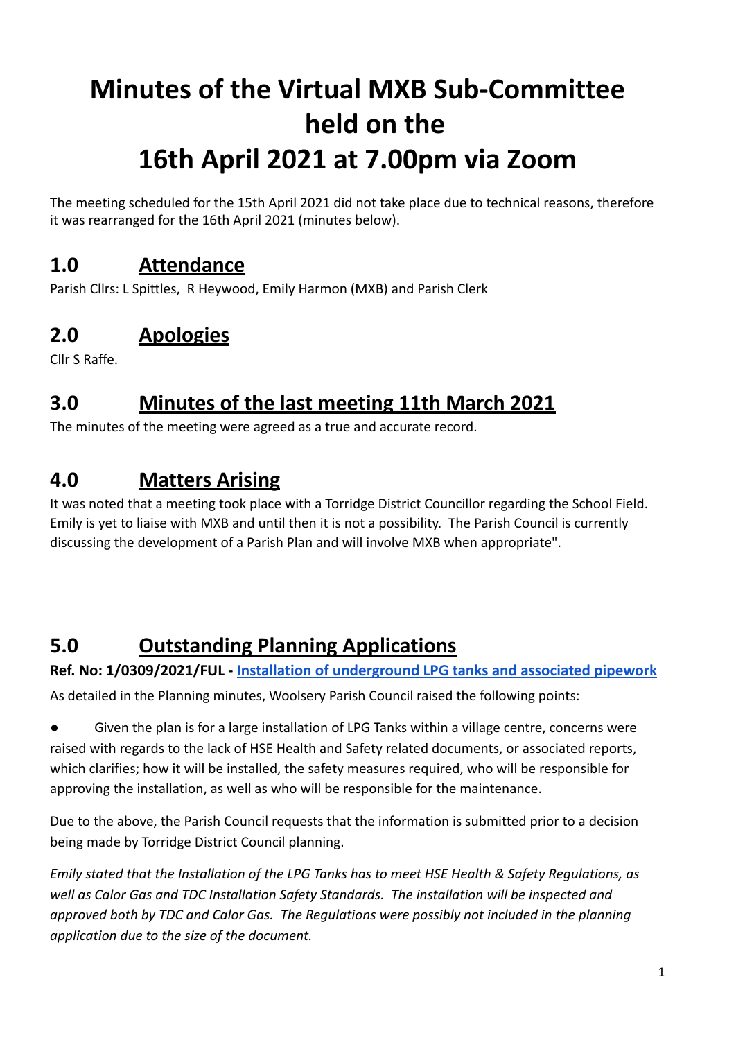# Minutes of the Virtual MXB Sub-Committee held on the 16th April 2021 at 7.00pm via Zoom

The meeting scheduled for the 15th April 2021 did not take place due to technical reasons, therefore it was rearranged for the 16th April 2021 (minutes below).

## 1.0 Attendance

Parish Cllrs: L Spittles, R Heywood, Emily Harmon (MXB) and Parish Clerk

## 2.0 Apologies

Cllr S Raffe.

## 3.0 Minutes of the last meeting 11th March 2021

The minutes of the meeting were agreed as a true and accurate record.

## 4.0 Matters Arising

It was noted that a meeting took place with a Torridge District Councillor regarding the School Field. Emily is yet to liaise with MXB and until then it is not a possibility. The Parish Council is currently discussing the development of a Parish Plan and will involve MXB when appropriate".

## 5.0 Outstanding Planning Applications

**Ref. No: 1/0309/2021/FUL - Installation of underground LPG tanks and associated pipework**

As detailed in the Planning minutes, Woolsery Parish Council raised the following points:

- Given the plan is for a large installation of LPG Tanks within a village centre, concerns were raised with regards to the lack of HSE Health and Safety related documents, or associated reports, which clarifies; how it will be installed, the safety measures required, who will be responsible for approving the installation, as well as who will be responsible for the maintenance.

Due to the above, the Parish Council requests that the information is submitted prior to a decision being made by Torridge District Council planning.

*Emily stated that the Installation of the LPG Tanks has to meet HSE Health & Safety Regulations, as well as Calor Gas and TDC Installation Safety Standards. The installation will be inspected and approved both by TDC and Calor Gas. The Regulations were possibly not included in the planning application due to the size of the document.*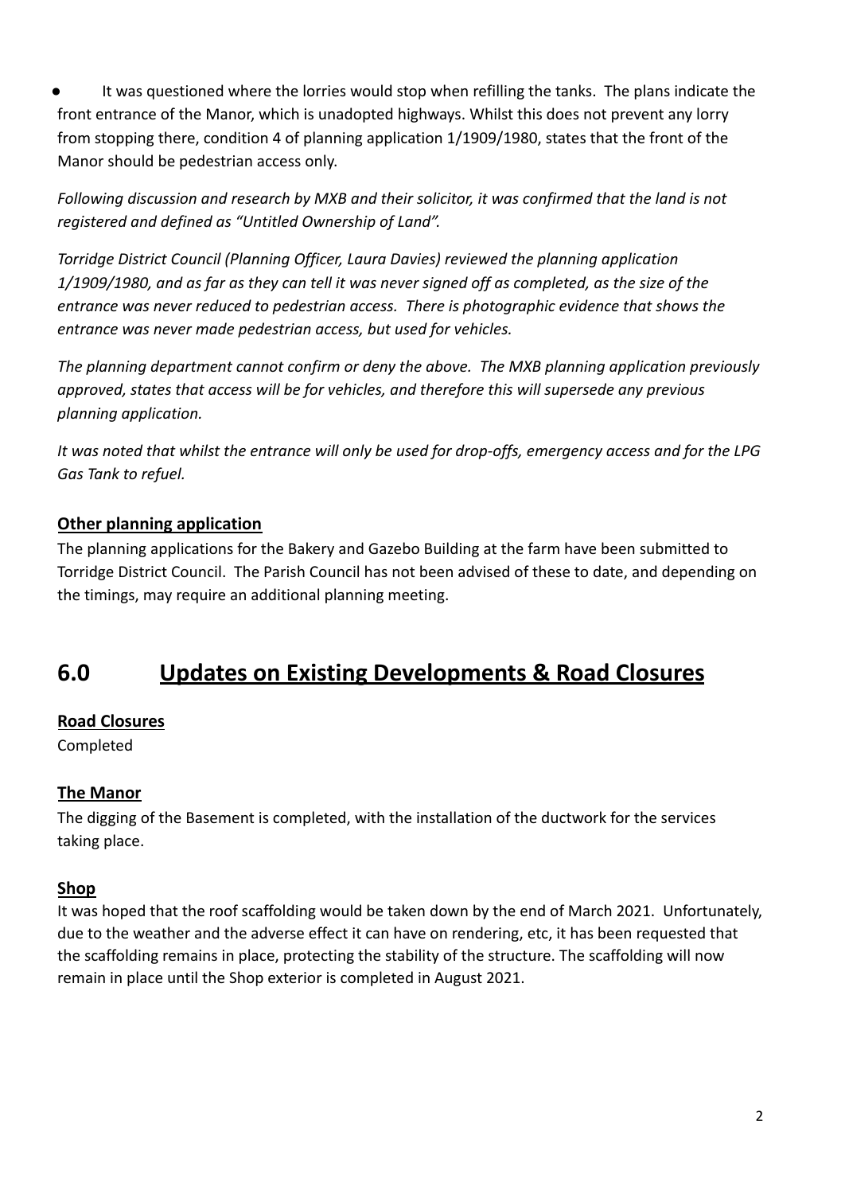- It was questioned where the lorries would stop when refilling the tanks. The plans indicate the front entrance of the Manor, which is unadopted highways. Whilst this does not prevent any lorry from stopping there, condition 4 of planning application 1/1909/1980, states that the front of the Manor should be pedestrian access only.

*Following discussion and research by MXB and their solicitor, it was confirmed that the land is not registered and defined as "Untitled Ownership of Land".*

*Torridge District Council (Planning Officer, Laura Davies) reviewed the planning application 1/1909/1980, and as far as they can tell it was never signed off as completed, as the size of the entrance was never reduced to pedestrian access. There is photographic evidence that shows the entrance was never made pedestrian access, but used for vehicles.*

*The planning department cannot confirm or deny the above. The MXB planning application previously approved, states that access will be for vehicles, and therefore this will supersede any previous planning application.*

*It was noted that whilst the entrance will only be used for drop-offs, emergency access and for the LPG Gas Tank to refuel.*

**Other planning application**

The planning applications for the Bakery and Gazebo Building at the farm have been submitted to Torridge District Council. The Parish Council has not been advised of these to date, and depending on the timings, may require an additional planning meeting.

## 6.0 Updates on Existing Developments & Road Closures

**Road Closures**

Completed

**The Manor**

The digging of the Basement is completed, with the installation of the ductwork for the services taking place.

**Shop**

It was hoped that the roof scaffolding would be taken down by the end of March 2021. Unfortunately, due to the weather and the adverse effect it can have on rendering, etc, it has been requested that the scaffolding remains in place, protecting the stability of the structure. The scaffolding will now remain in place until the Shop exterior is completed in August 2021.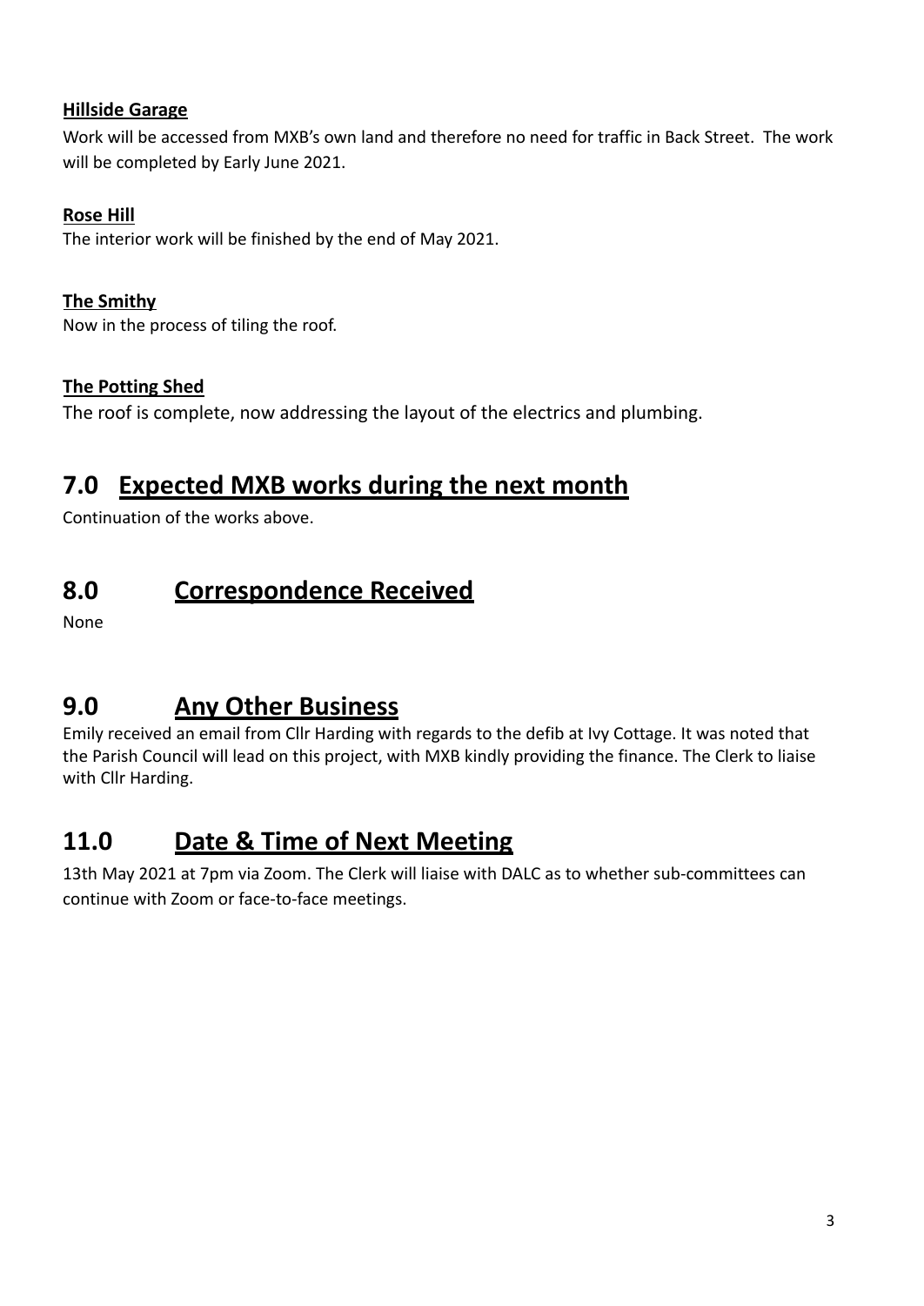**Hillside Garage**

Work will be accessed from MXB's own land and therefore no need for traffic in Back Street. The work will be completed by Early June 2021.

**Rose Hill**

The interior work will be finished by the end of May 2021.

**The Smithy**

Now in the process of tiling the roof.

**The Potting Shed**

The roof is complete, now addressing the layout of the electrics and plumbing.

## 7.0 Expected MXB works during the next month

Continuation of the works above.

## 8.0 Correspondence Received

None

## 9.0 Any Other Business

Emily received an email from Cllr Harding with regards to the defib at Ivy Cottage. It was noted that the Parish Council will lead on this project, with MXB kindly providing the finance. The Clerk to liaise with Cllr Harding.

## 11.0 Date & Time of Next Meeting

13th May 2021 at 7pm via Zoom. The Clerk will liaise with DALC as to whether sub-committees can continue with Zoom or face-to-face meetings.